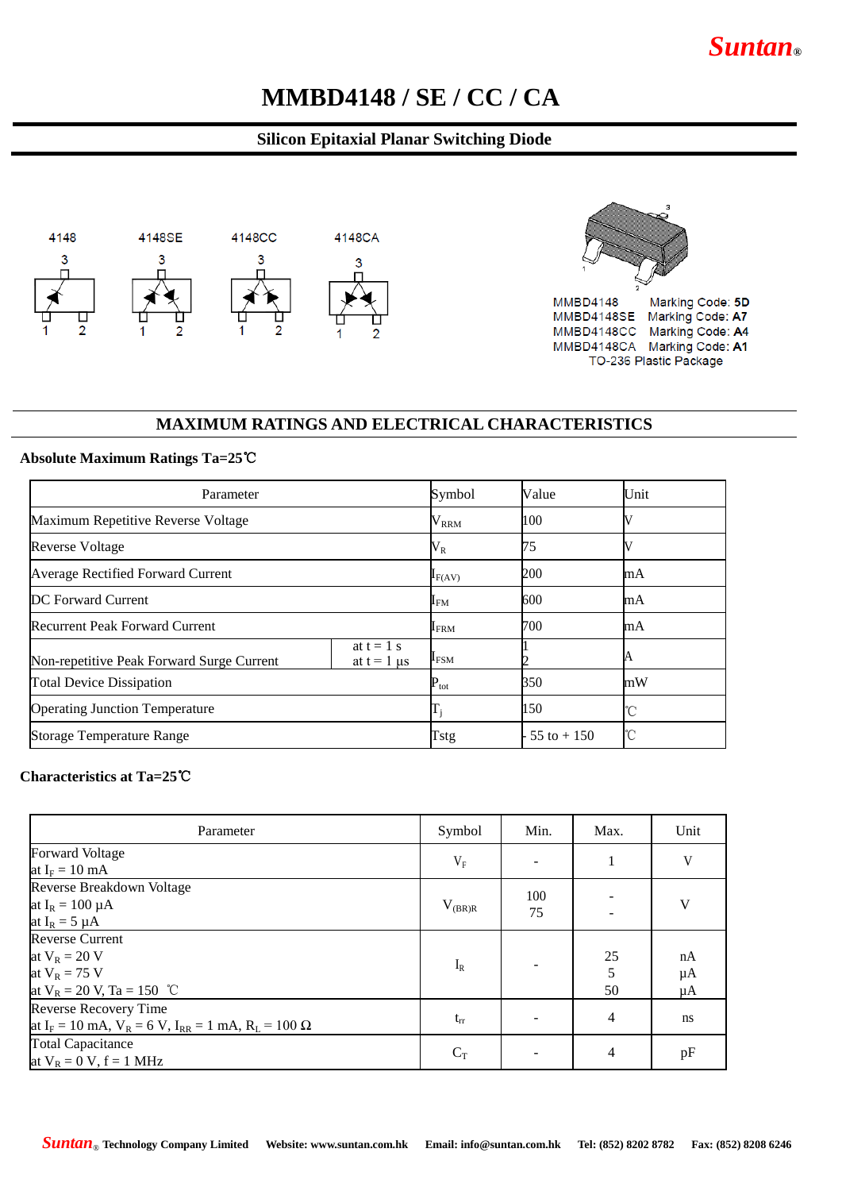Suntan®

# MMBD4148 / SE / CC / CA

## Silicon Epitaxial Planar Switching Diode

4148 4148SE 4148CC 4148CA

MMBD4148 Marking Code: **5D**
MMBD4148SE Marking Code: **A7**
MMBD4148CC Marking Code: **A4**
MMBD4148CA Marking Code: **A1**
TO-236 Plastic Package

## MAXIMUM RATINGS AND ELECTRICAL CHARACTERISTICS

### Absolute Maximum Ratings Ta=25℃

| Parameter | | Symbol | Value | Unit |
|---|---|---|---|---|
| Maximum Repetitive Reverse Voltage | | $V_{RRM}$ | 100 | V |
| Reverse Voltage | | $V_R$ | 75 | V |
| Average Rectified Forward Current | | $I_{F(AV)}$ | 200 | mA |
| DC Forward Current | | $I_{FM}$ | 600 | mA |
| Recurrent Peak Forward Current | | $I_{FRM}$ | 700 | mA |
| Non-repetitive Peak Forward Surge Current | at t = 1 s<br>at t = 1 μs | $I_{FSM}$ | 1<br>2 | A |
| Total Device Dissipation | | $P_{tot}$ | 350 | mW |
| Operating Junction Temperature | | $T_j$ | 150 | ℃ |
| Storage Temperature Range | | Tstg | - 55 to + 150 | ℃ |

### Characteristics at Ta=25℃

| Parameter | Symbol | Min. | Max. | Unit |
|---|---|---|---|---|
| Forward Voltage<br>at $I_F$ = 10 mA | $V_F$ | - | 1 | V |
| Reverse Breakdown Voltage<br>at $I_R$ = 100 μA<br>at $I_R$ = 5 μA | $V_{(BR)R}$ | 100<br>75 | -<br>- | V |
| Reverse Current<br>at $V_R$ = 20 V<br>at $V_R$ = 75 V<br>at $V_R$ = 20 V, Ta = 150 ℃ | $I_R$ | - | 25<br>5<br>50 | nA<br>μA<br>μA |
| Reverse Recovery Time<br>at $I_F$ = 10 mA, $V_R$ = 6 V, $I_{RR}$ = 1 mA, $R_L$ = 100 Ω | $t_{rr}$ | - | 4 | ns |
| Total Capacitance<br>at $V_R$ = 0 V, f = 1 MHz | $C_T$ | - | 4 | pF |

Suntan® Technology Company Limited Website: www.suntan.com.hk Email: info@suntan.com.hk Tel: (852) 8202 8782 Fax: (852) 8208 6246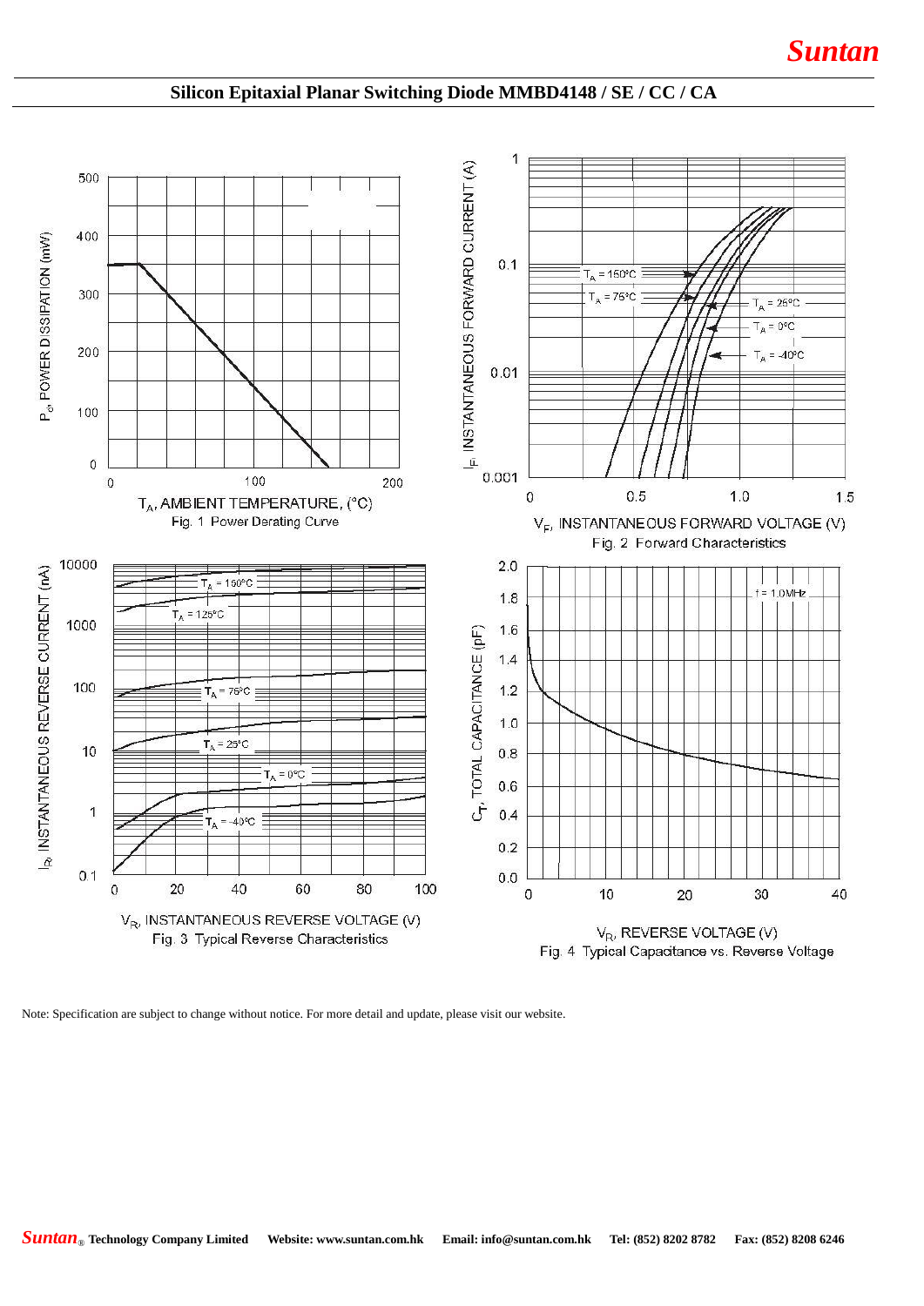# Silicon Epitaxial Planar Switching Diode MMBD4148 / SE / CC / CA

$P_d$, POWER DISSIPATION (mW)

500
400
300
200
100
0

0
100
200

$T_A$, AMBIENT TEMPERATURE, (°C)

Fig. 1 Power Derating Curve

$I_F$, INSTANTANEOUS FORWARD CURRENT (A)

1
0.1
0.01
0.001

0
0.5
1.0
1.5

$T_A$ = 150°C
$T_A$ = 75°C
$T_A$ = 25°C
$T_A$ = 0°C
$T_A$ = -40°C

$V_F$, INSTANTANEOUS FORWARD VOLTAGE (V)

Fig. 2 Forward Characteristics

$I_R$, INSTANTANEOUS REVERSE CURRENT (nA)

10000
1000
100
10
1
0.1

0
20
40
60
80
100

$T_A$ = 150°C
$T_A$ = 125°C
$T_A$ = 75°C
$T_A$ = 25°C
$T_A$ = 0°C
$T_A$ = -40°C

$V_R$, INSTANTANEOUS REVERSE VOLTAGE (V)

Fig. 3 Typical Reverse Characteristics

$C_T$, TOTAL CAPACITANCE (pF)

2.0
1.8
1.6
1.4
1.2
1.0
0.8
0.6
0.4
0.2
0.0

0
10
20
30
40

f = 1.0MHz

$V_R$, REVERSE VOLTAGE (V)

Fig. 4 Typical Capacitance vs. Reverse Voltage

Note: Specification are subject to change without notice. For more detail and update, please visit our website.